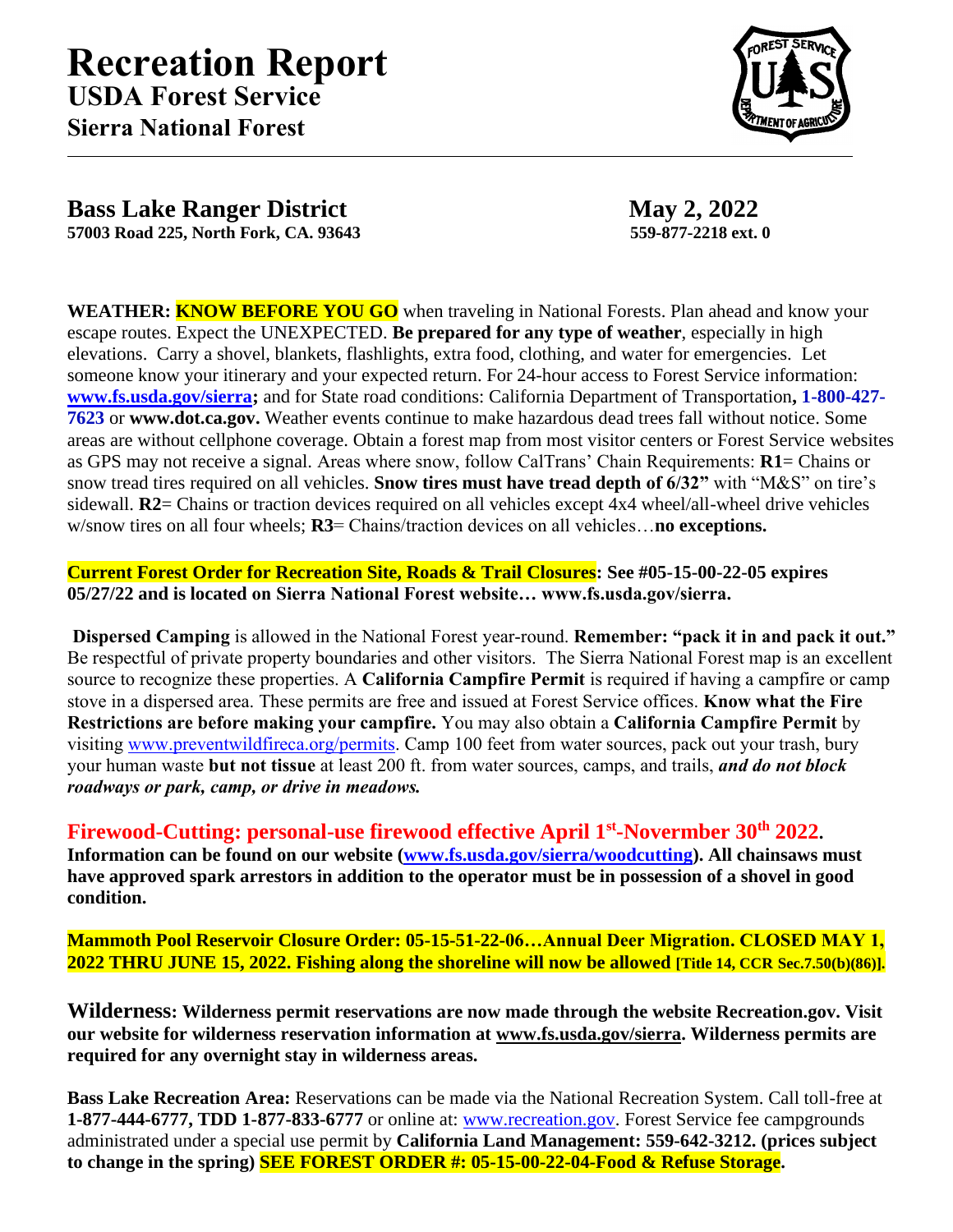# Recreation Report
## USDA Forest Service
### Sierra National Forest

**Bass Lake Ranger District** **May 2, 2022**
**57003 Road 225, North Fork, CA. 93643** **559-877-2218 ext. 0**

**WEATHER: KNOW BEFORE YOU GO** when traveling in National Forests. Plan ahead and know your escape routes. Expect the UNEXPECTED. **Be prepared for any type of weather**, especially in high elevations. Carry a shovel, blankets, flashlights, extra food, clothing, and water for emergencies. Let someone know your itinerary and your expected return. For 24-hour access to Forest Service information: **www.fs.usda.gov/sierra;** and for State road conditions: California Department of Transportation**, 1-800-427-7623** or **www.dot.ca.gov.** Weather events continue to make hazardous dead trees fall without notice. Some areas are without cellphone coverage. Obtain a forest map from most visitor centers or Forest Service websites as GPS may not receive a signal. Areas where snow, follow CalTrans' Chain Requirements: **R1**= Chains or snow tread tires required on all vehicles. **Snow tires must have tread depth of 6/32"** with "M&S" on tire's sidewall. **R2**= Chains or traction devices required on all vehicles except 4x4 wheel/all-wheel drive vehicles w/snow tires on all four wheels; **R3**= Chains/traction devices on all vehicles…**no exceptions.**

**Current Forest Order for Recreation Site, Roads & Trail Closures: See #05-15-00-22-05 expires 05/27/22 and is located on Sierra National Forest website… www.fs.usda.gov/sierra.**

**Dispersed Camping** is allowed in the National Forest year-round. **Remember: "pack it in and pack it out."** Be respectful of private property boundaries and other visitors. The Sierra National Forest map is an excellent source to recognize these properties. A **California Campfire Permit** is required if having a campfire or camp stove in a dispersed area. These permits are free and issued at Forest Service offices. **Know what the Fire Restrictions are before making your campfire.** You may also obtain a **California Campfire Permit** by visiting www.preventwildfireca.org/permits. Camp 100 feet from water sources, pack out your trash, bury your human waste **but not tissue** at least 200 ft. from water sources, camps, and trails, ***and do not block roadways or park, camp, or drive in meadows.***

**Firewood-Cutting: personal-use firewood effective April 1st-November 30th 2022.**
**Information can be found on our website (www.fs.usda.gov/sierra/woodcutting). All chainsaws must have approved spark arrestors in addition to the operator must be in possession of a shovel in good condition.**

**Mammoth Pool Reservoir Closure Order: 05-15-51-22-06…Annual Deer Migration. CLOSED MAY 1, 2022 THRU JUNE 15, 2022. Fishing along the shoreline will now be allowed [Title 14, CCR Sec.7.50(b)(86)].**

**Wilderness: Wilderness permit reservations are now made through the website Recreation.gov. Visit our website for wilderness reservation information at www.fs.usda.gov/sierra. Wilderness permits are required for any overnight stay in wilderness areas.**

**Bass Lake Recreation Area:** Reservations can be made via the National Recreation System. Call toll-free at **1-877-444-6777, TDD 1-877-833-6777** or online at: www.recreation.gov. Forest Service fee campgrounds administrated under a special use permit by **California Land Management: 559-642-3212. (prices subject to change in the spring) SEE FOREST ORDER #: 05-15-00-22-04-Food & Refuse Storage.**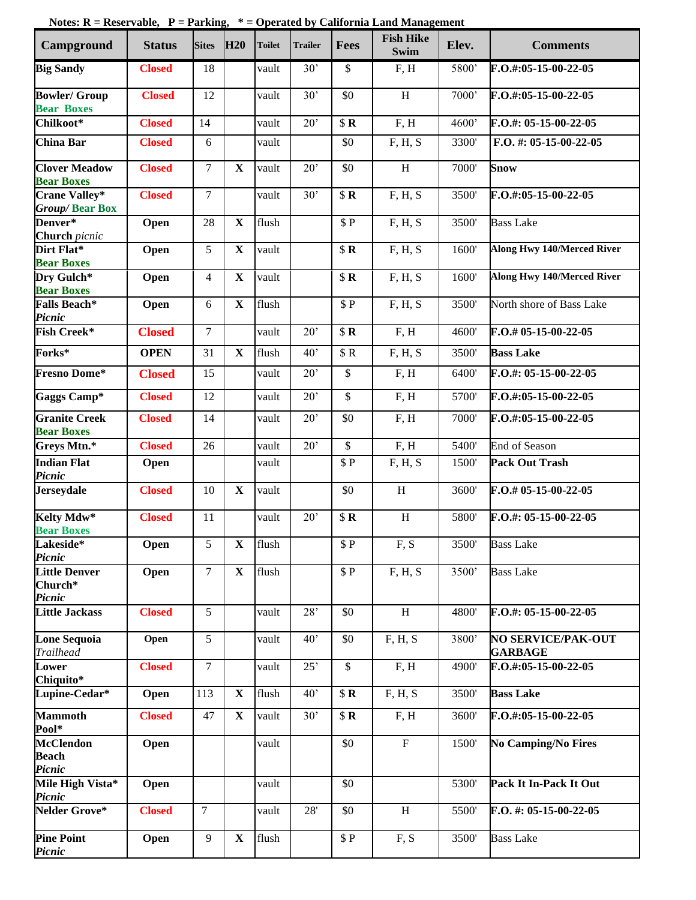**Notes: R = Reservable, P = Parking, * = Operated by California Land Management**

| Campground | Status | Sites | H20 | Toilet | Trailer | Fees | Fish Hike Swim | Elev. | Comments |
|---|---|---|---|---|---|---|---|---|---|
| **Big Sandy** | **Closed** | 18 | | vault | 30’ | $ | F, H | 5800’ | **F.O.#:05-15-00-22-05** |
| **Bowler/ Group** **Bear Boxes** | **Closed** | 12 | | vault | 30’ | $0 | H | 7000’ | **F.O.#:05-15-00-22-05** |
| **Chilkoot*** | **Closed** | 14 | | vault | 20’ | $ **R** | F, H | 4600’ | **F.O.#: 05-15-00-22-05** |
| **China Bar** | **Closed** | 6 | | vault | | $0 | F, H, S | 3300' | **F.O. #: 05-15-00-22-05** |
| **Clover Meadow** **Bear Boxes** | **Closed** | 7 | **X** | vault | 20’ | $0 | H | 7000' | **Snow** |
| **Crane Valley*** ***Group/* Bear Box** | **Closed** | 7 | | vault | 30’ | $ **R** | F, H, S | 3500' | **F.O.#:05-15-00-22-05** |
| **Denver*** **Church** *picnic* | **Open** | 28 | **X** | flush | | $ P | F, H, S | 3500' | Bass Lake |
| **Dirt Flat*** **Bear Boxes** | **Open** | 5 | **X** | vault | | $ **R** | F, H, S | 1600' | **Along Hwy 140/Merced River** |
| **Dry Gulch*** **Bear Boxes** | **Open** | 4 | **X** | vault | | $ **R** | F, H, S | 1600' | **Along Hwy 140/Merced River** |
| **Falls Beach*** ***Picnic*** | **Open** | 6 | **X** | flush | | $ P | F, H, S | 3500' | North shore of Bass Lake |
| **Fish Creek*** | **Closed** | 7 | | vault | 20’ | $ **R** | F, H | 4600' | **F.O.# 05-15-00-22-05** |
| **Forks*** | **OPEN** | 31 | **X** | flush | 40’ | $ R | F, H, S | 3500' | **Bass Lake** |
| **Fresno Dome*** | **Closed** | 15 | | vault | 20’ | $ | F, H | 6400' | **F.O.#: 05-15-00-22-05** |
| **Gaggs Camp*** | **Closed** | 12 | | vault | 20’ | $ | F, H | 5700' | **F.O.#:05-15-00-22-05** |
| **Granite Creek** **Bear Boxes** | **Closed** | 14 | | vault | 20’ | $0 | F, H | 7000' | **F.O.#:05-15-00-22-05** |
| **Greys Mtn.*** | **Closed** | 26 | | vault | 20’ | $ | F, H | 5400' | End of Season |
| **Indian Flat** ***Picnic*** | **Open** | | | vault | | $ P | F, H, S | 1500' | **Pack Out Trash** |
| **Jerseydale** | **Closed** | 10 | **X** | vault | | $0 | H | 3600' | **F.O.# 05-15-00-22-05** |
| **Kelty Mdw*** **Bear Boxes** | **Closed** | 11 | | vault | 20’ | $ **R** | H | 5800' | **F.O.#: 05-15-00-22-05** |
| **Lakeside*** ***Picnic*** | **Open** | 5 | **X** | flush | | $ P | F, S | 3500' | Bass Lake |
| **Little Denver Church*** ***Picnic*** | **Open** | 7 | **X** | flush | | $ P | F, H, S | 3500’ | Bass Lake |
| **Little Jackass** | **Closed** | 5 | | vault | 28’ | $0 | H | 4800' | **F.O.#: 05-15-00-22-05** |
| **Lone Sequoia** *Trailhead* | **Open** | 5 | | vault | 40’ | $0 | F, H, S | 3800’ | **NO SERVICE/PAK-OUT GARBAGE** |
| **Lower Chiquito*** | **Closed** | 7 | | vault | 25’ | $ | F, H | 4900' | **F.O.#:05-15-00-22-05** |
| **Lupine-Cedar*** | **Open** | 113 | **X** | flush | 40’ | $ **R** | F, H, S | 3500' | **Bass Lake** |
| **Mammoth Pool*** | **Closed** | 47 | **X** | vault | 30’ | $ **R** | F, H | 3600' | **F.O.#:05-15-00-22-05** |
| **McClendon Beach** ***Picnic*** | **Open** | | | vault | | $0 | F | 1500' | **No Camping/No Fires** |
| **Mile High Vista*** ***Picnic*** | **Open** | | | vault | | $0 | | 5300' | **Pack It In-Pack It Out** |
| **Nelder Grove*** | **Closed** | 7 | | vault | 28' | $0 | H | 5500' | **F.O. #: 05-15-00-22-05** |
| **Pine Point** ***Picnic*** | **Open** | 9 | **X** | flush | | $ P | F, S | 3500' | Bass Lake |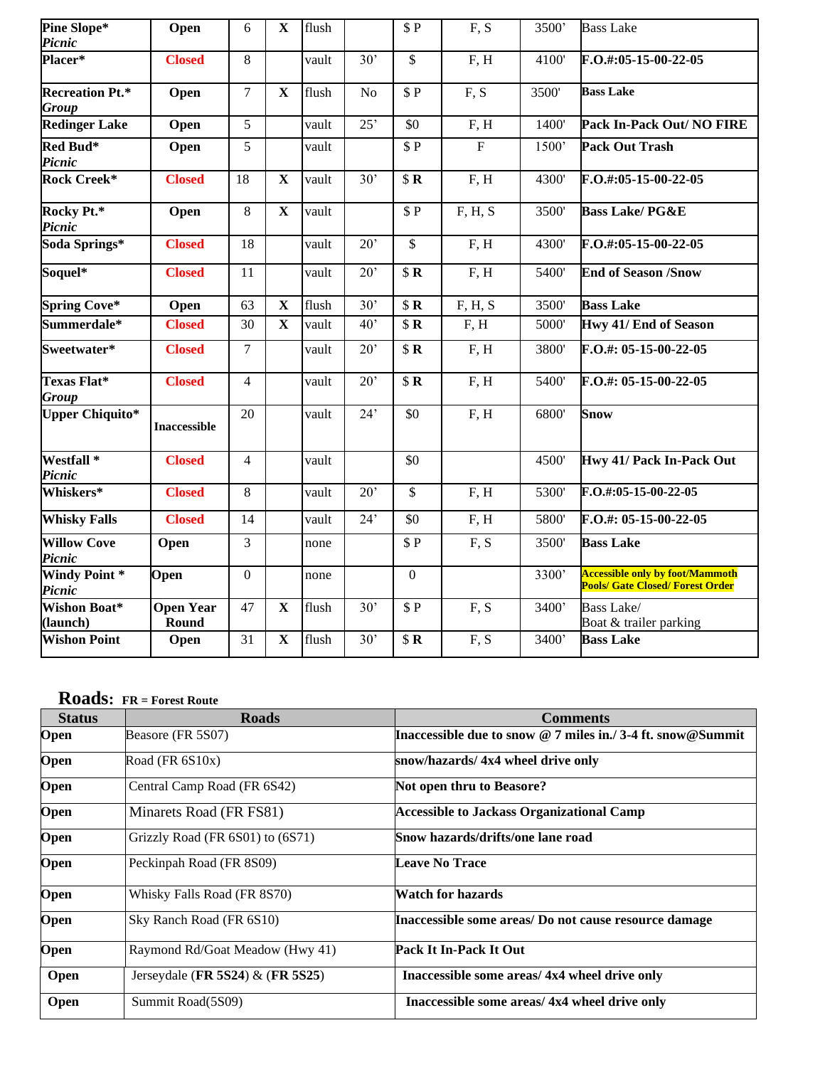| | | | | | | | | | |
|---|---|---|---|---|---|---|---|---|---|
| **Pine Slope*** ***Picnic*** | **Open** | 6 | **X** | flush | | $ P | F, S | 3500' | Bass Lake |
| **Placer*** | **Closed** | 8 | | vault | 30' | $ | F, H | 4100' | **F.O.#:05-15-00-22-05** |
| **Recreation Pt.*** ***Group*** | **Open** | 7 | **X** | flush | No | $ P | F, S | 3500' | **Bass Lake** |
| **Redinger Lake** | **Open** | 5 | | vault | 25' | $0 | F, H | 1400' | **Pack In-Pack Out/ NO FIRE** |
| **Red Bud*** ***Picnic*** | **Open** | 5 | | vault | | $ P | F | 1500' | **Pack Out Trash** |
| **Rock Creek*** | **Closed** | 18 | **X** | vault | 30' | $ **R** | F, H | 4300' | **F.O.#:05-15-00-22-05** |
| **Rocky Pt.*** ***Picnic*** | **Open** | 8 | **X** | vault | | $ P | F, H, S | 3500' | **Bass Lake/ PG&E** |
| **Soda Springs*** | **Closed** | 18 | | vault | 20' | $ | F, H | 4300' | **F.O.#:05-15-00-22-05** |
| **Soquel*** | **Closed** | 11 | | vault | 20' | $ **R** | F, H | 5400' | **End of Season /Snow** |
| **Spring Cove*** | **Open** | 63 | **X** | flush | 30' | $ **R** | F, H, S | 3500' | **Bass Lake** |
| **Summerdale*** | **Closed** | 30 | **X** | vault | 40' | $ **R** | F, H | 5000' | **Hwy 41/ End of Season** |
| **Sweetwater*** | **Closed** | 7 | | vault | 20' | $ **R** | F, H | 3800' | **F.O.#: 05-15-00-22-05** |
| **Texas Flat*** ***Group*** | **Closed** | 4 | | vault | 20' | $ **R** | F, H | 5400' | **F.O.#: 05-15-00-22-05** |
| **Upper Chiquito*** | **Inaccessible** | 20 | | vault | 24' | $0 | F, H | 6800' | **Snow** |
| **Westfall *** ***Picnic*** | **Closed** | 4 | | vault | | $0 | | 4500' | **Hwy 41/ Pack In-Pack Out** |
| **Whiskers*** | **Closed** | 8 | | vault | 20' | $ | F, H | 5300' | **F.O.#:05-15-00-22-05** |
| **Whisky Falls** | **Closed** | 14 | | vault | 24' | $0 | F, H | 5800' | **F.O.#: 05-15-00-22-05** |
| **Willow Cove** ***Picnic*** | **Open** | 3 | | none | | $ P | F, S | 3500' | **Bass Lake** |
| **Windy Point *** ***Picnic*** | **Open** | 0 | | none | | 0 | | 3300' | **Accessible only by foot/Mammoth Pools/ Gate Closed/ Forest Order** |
| **Wishon Boat*** **(launch)** | **Open Year Round** | 47 | **X** | flush | 30' | $ P | F, S | 3400' | Bass Lake/ Boat & trailer parking |
| **Wishon Point** | **Open** | 31 | **X** | flush | 30' | $ **R** | F, S | 3400' | **Bass Lake** |

## Roads: FR = Forest Route

| Status | Roads | Comments |
|---|---|---|
| **Open** | Beasore (FR 5S07) | **Inaccessible due to snow @ 7 miles in./ 3-4 ft. snow@Summit** |
| **Open** | Road (FR 6S10x) | **snow/hazards/ 4x4 wheel drive only** |
| **Open** | Central Camp Road (FR 6S42) | **Not open thru to Beasore?** |
| **Open** | Minarets Road (FR FS81) | **Accessible to Jackass Organizational Camp** |
| **Open** | Grizzly Road (FR 6S01) to (6S71) | **Snow hazards/drifts/one lane road** |
| **Open** | Peckinpah Road (FR 8S09) | **Leave No Trace** |
| **Open** | Whisky Falls Road (FR 8S70) | **Watch for hazards** |
| **Open** | Sky Ranch Road (FR 6S10) | **Inaccessible some areas/ Do not cause resource damage** |
| **Open** | Raymond Rd/Goat Meadow (Hwy 41) | **Pack It In-Pack It Out** |
| **Open** | Jerseydale (**FR 5S24**) & (**FR 5S25**) | **Inaccessible some areas/ 4x4 wheel drive only** |
| **Open** | Summit Road(5S09) | **Inaccessible some areas/ 4x4 wheel drive only** |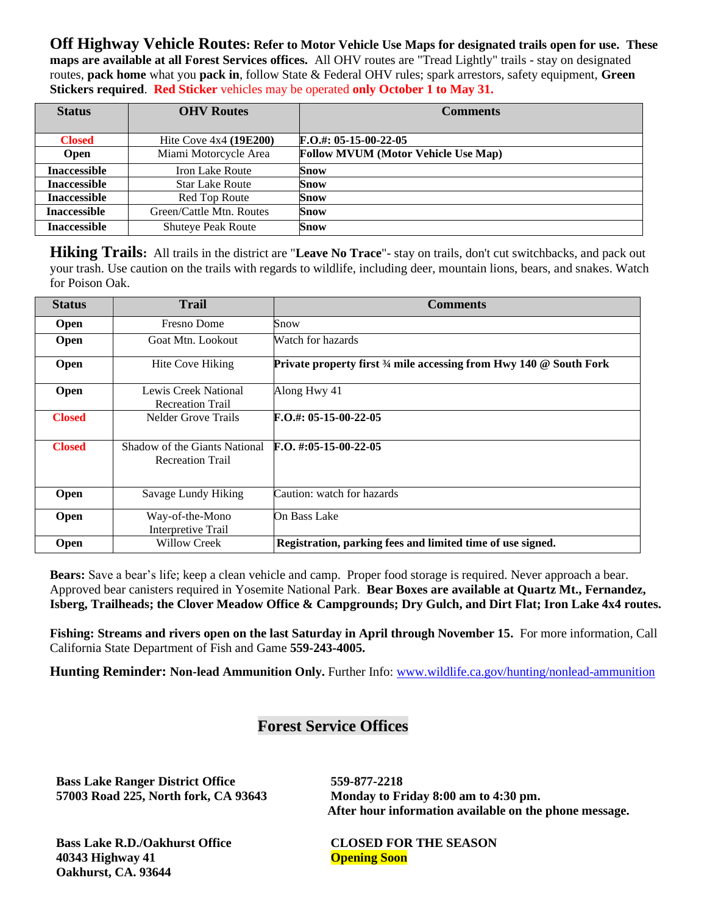**Off Highway Vehicle Routes: Refer to Motor Vehicle Use Maps for designated trails open for use. These maps are available at all Forest Services offices.** All OHV routes are "Tread Lightly" trails - stay on designated routes, **pack home** what you **pack in**, follow State & Federal OHV rules; spark arrestors, safety equipment, **Green Stickers required**. **Red Sticker** vehicles may be operated **only October 1 to May 31.**

| Status | OHV Routes | Comments |
|---|---|---|
| **Closed** | Hite Cove 4x4 **(19E200)** | **F.O.#: 05-15-00-22-05** |
| **Open** | Miami Motorcycle Area | **Follow MVUM (Motor Vehicle Use Map)** |
| **Inaccessible** | Iron Lake Route | **Snow** |
| **Inaccessible** | Star Lake Route | **Snow** |
| **Inaccessible** | Red Top Route | **Snow** |
| **Inaccessible** | Green/Cattle Mtn. Routes | **Snow** |
| **Inaccessible** | Shuteye Peak Route | **Snow** |

**Hiking Trails:** All trails in the district are "**Leave No Trace**"- stay on trails, don't cut switchbacks, and pack out your trash. Use caution on the trails with regards to wildlife, including deer, mountain lions, bears, and snakes. Watch for Poison Oak.

| Status | Trail | Comments |
|---|---|---|
| **Open** | Fresno Dome | Snow |
| **Open** | Goat Mtn. Lookout | Watch for hazards |
| **Open** | Hite Cove Hiking | **Private property first ¾ mile accessing from Hwy 140 @ South Fork** |
| **Open** | Lewis Creek National Recreation Trail | Along Hwy 41 |
| **Closed** | Nelder Grove Trails | **F.O.#: 05-15-00-22-05** |
| **Closed** | Shadow of the Giants National Recreation Trail | **F.O. #:05-15-00-22-05** |
| **Open** | Savage Lundy Hiking | Caution: watch for hazards |
| **Open** | Way-of-the-Mono Interpretive Trail | On Bass Lake |
| **Open** | Willow Creek | **Registration, parking fees and limited time of use signed.** |

**Bears:** Save a bear's life; keep a clean vehicle and camp. Proper food storage is required. Never approach a bear. Approved bear canisters required in Yosemite National Park. **Bear Boxes are available at Quartz Mt., Fernandez, Isberg, Trailheads; the Clover Meadow Office & Campgrounds; Dry Gulch, and Dirt Flat; Iron Lake 4x4 routes.**

**Fishing: Streams and rivers open on the last Saturday in April through November 15.** For more information, Call California State Department of Fish and Game **559-243-4005.**

**Hunting Reminder: Non-lead Ammunition Only.** Further Info: www.wildlife.ca.gov/hunting/nonlead-ammunition

## Forest Service Offices

**Bass Lake Ranger District Office**
**57003 Road 225, North fork, CA 93643**

**559-877-2218**
**Monday to Friday 8:00 am to 4:30 pm.**
**After hour information available on the phone message.**

**Bass Lake R.D./Oakhurst Office**
**40343 Highway 41**
**Oakhurst, CA. 93644**

**CLOSED FOR THE SEASON**
**Opening Soon**